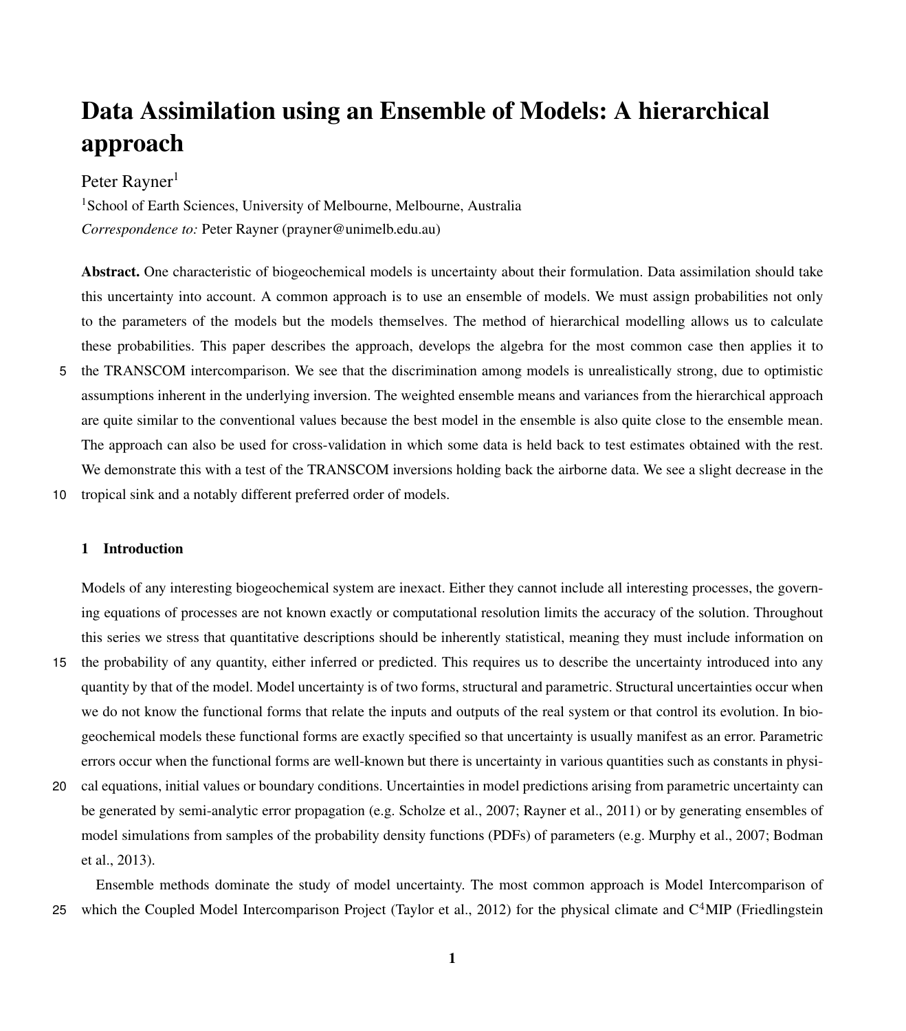# Data Assimilation using an Ensemble of Models: A hierarchical approach

Peter Rayner[1]

[1]School of Earth Sciences, University of Melbourne, Melbourne, Australia

*Correspondence to:* Peter Rayner (prayner@unimelb.edu.au)

**Abstract.** One characteristic of biogeochemical models is uncertainty about their formulation. Data assimilation should take this uncertainty into account. A common approach is to use an ensemble of models. We must assign probabilities not only to the parameters of the models but the models themselves. The method of hierarchical modelling allows us to calculate these probabilities. This paper describes the approach, develops the algebra for the most common case then applies it to the TRANSCOM intercomparison. We see that the discrimination among models is unrealistically strong, due to optimistic assumptions inherent in the underlying inversion. The weighted ensemble means and variances from the hierarchical approach are quite similar to the conventional values because the best model in the ensemble is also quite close to the ensemble mean. The approach can also be used for cross-validation in which some data is held back to test estimates obtained with the rest. We demonstrate this with a test of the TRANSCOM inversions holding back the airborne data. We see a slight decrease in the tropical sink and a notably different preferred order of models.

## 1 Introduction

Models of any interesting biogeochemical system are inexact. Either they cannot include all interesting processes, the governing equations of processes are not known exactly or computational resolution limits the accuracy of the solution. Throughout this series we stress that quantitative descriptions should be inherently statistical, meaning they must include information on the probability of any quantity, either inferred or predicted. This requires us to describe the uncertainty introduced into any quantity by that of the model. Model uncertainty is of two forms, structural and parametric. Structural uncertainties occur when we do not know the functional forms that relate the inputs and outputs of the real system or that control its evolution. In biogeochemical models these functional forms are exactly specified so that uncertainty is usually manifest as an error. Parametric errors occur when the functional forms are well-known but there is uncertainty in various quantities such as constants in physical equations, initial values or boundary conditions. Uncertainties in model predictions arising from parametric uncertainty can be generated by semi-analytic error propagation (e.g. Scholze et al., 2007; Rayner et al., 2011) or by generating ensembles of model simulations from samples of the probability density functions (PDFs) of parameters (e.g. Murphy et al., 2007; Bodman et al., 2013).

Ensemble methods dominate the study of model uncertainty. The most common approach is Model Intercomparison of which the Coupled Model Intercomparison Project (Taylor et al., 2012) for the physical climate and C$^4$MIP (Friedlingstein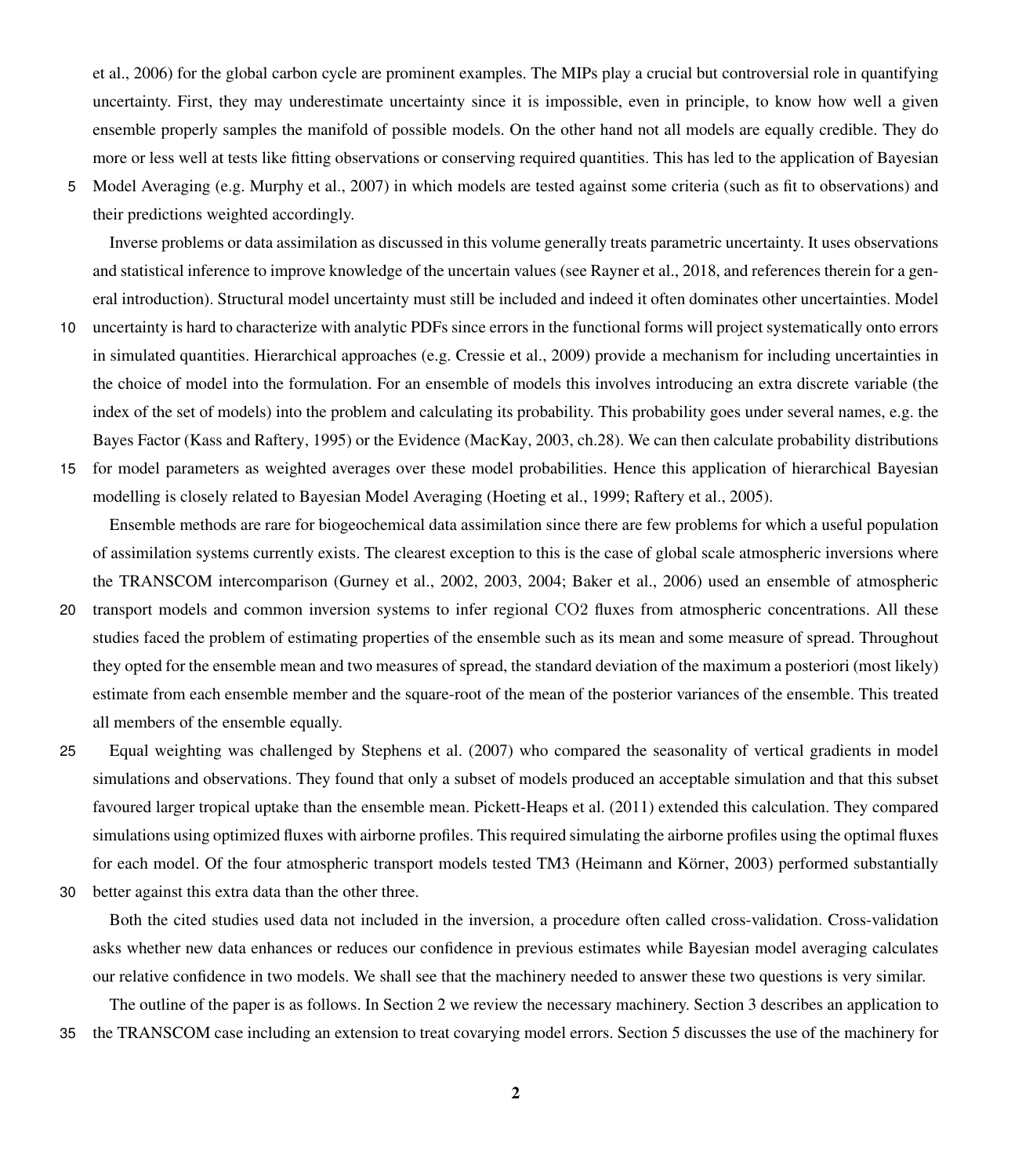et al., 2006) for the global carbon cycle are prominent examples. The MIPs play a crucial but controversial role in quantifying uncertainty. First, they may underestimate uncertainty since it is impossible, even in principle, to know how well a given ensemble properly samples the manifold of possible models. On the other hand not all models are equally credible. They do more or less well at tests like fitting observations or conserving required quantities. This has led to the application of Bayesian Model Averaging (e.g. Murphy et al., 2007) in which models are tested against some criteria (such as fit to observations) and their predictions weighted accordingly.

Inverse problems or data assimilation as discussed in this volume generally treats parametric uncertainty. It uses observations and statistical inference to improve knowledge of the uncertain values (see Rayner et al., 2018, and references therein for a general introduction). Structural model uncertainty must still be included and indeed it often dominates other uncertainties. Model uncertainty is hard to characterize with analytic PDFs since errors in the functional forms will project systematically onto errors in simulated quantities. Hierarchical approaches (e.g. Cressie et al., 2009) provide a mechanism for including uncertainties in the choice of model into the formulation. For an ensemble of models this involves introducing an extra discrete variable (the index of the set of models) into the problem and calculating its probability. This probability goes under several names, e.g. the Bayes Factor (Kass and Raftery, 1995) or the Evidence (MacKay, 2003, ch.28). We can then calculate probability distributions for model parameters as weighted averages over these model probabilities. Hence this application of hierarchical Bayesian modelling is closely related to Bayesian Model Averaging (Hoeting et al., 1999; Raftery et al., 2005).

Ensemble methods are rare for biogeochemical data assimilation since there are few problems for which a useful population of assimilation systems currently exists. The clearest exception to this is the case of global scale atmospheric inversions where the TRANSCOM intercomparison (Gurney et al., 2002, 2003, 2004; Baker et al., 2006) used an ensemble of atmospheric transport models and common inversion systems to infer regional $CO_2$ fluxes from atmospheric concentrations. All these studies faced the problem of estimating properties of the ensemble such as its mean and some measure of spread. Throughout they opted for the ensemble mean and two measures of spread, the standard deviation of the maximum a posteriori (most likely) estimate from each ensemble member and the square-root of the mean of the posterior variances of the ensemble. This treated all members of the ensemble equally.

Equal weighting was challenged by Stephens et al. (2007) who compared the seasonality of vertical gradients in model simulations and observations. They found that only a subset of models produced an acceptable simulation and that this subset favoured larger tropical uptake than the ensemble mean. Pickett-Heaps et al. (2011) extended this calculation. They compared simulations using optimized fluxes with airborne profiles. This required simulating the airborne profiles using the optimal fluxes for each model. Of the four atmospheric transport models tested TM3 (Heimann and Körner, 2003) performed substantially better against this extra data than the other three.

Both the cited studies used data not included in the inversion, a procedure often called cross-validation. Cross-validation asks whether new data enhances or reduces our confidence in previous estimates while Bayesian model averaging calculates our relative confidence in two models. We shall see that the machinery needed to answer these two questions is very similar.

The outline of the paper is as follows. In Section 2 we review the necessary machinery. Section 3 describes an application to the TRANSCOM case including an extension to treat covarying model errors. Section 5 discusses the use of the machinery for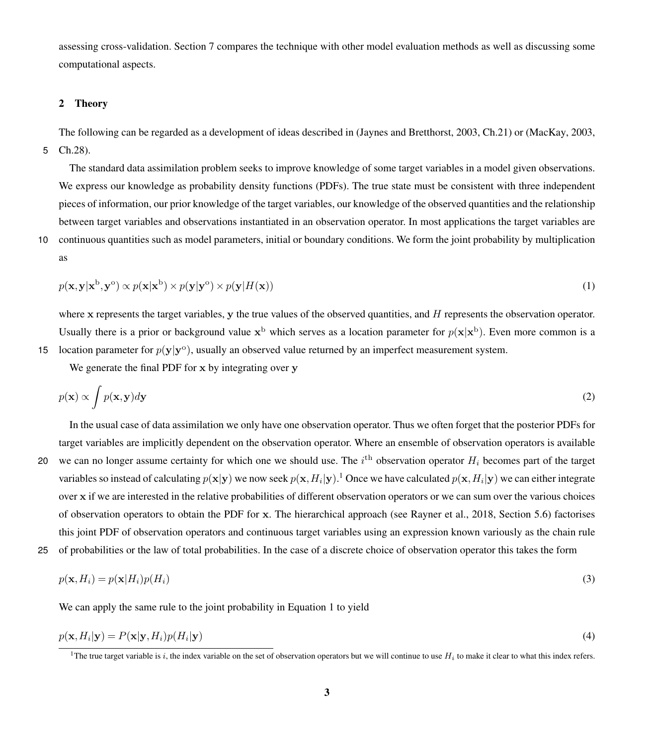assessing cross-validation. Section 7 compares the technique with other model evaluation methods as well as discussing some computational aspects.

## 2 Theory

The following can be regarded as a development of ideas described in (Jaynes and Bretthorst, 2003, Ch.21) or (MacKay, 2003, Ch.28).

The standard data assimilation problem seeks to improve knowledge of some target variables in a model given observations. We express our knowledge as probability density functions (PDFs). The true state must be consistent with three independent pieces of information, our prior knowledge of the target variables, our knowledge of the observed quantities and the relationship between target variables and observations instantiated in an observation operator. In most applications the target variables are continuous quantities such as model parameters, initial or boundary conditions. We form the joint probability by multiplication as

$$p(\mathbf{x}, \mathbf{y}|\mathbf{x}^{\mathrm{b}}, \mathbf{y}^{\mathrm{o}}) \propto p(\mathbf{x}|\mathbf{x}^{\mathrm{b}}) \times p(\mathbf{y}|\mathbf{y}^{\mathrm{o}}) \times p(\mathbf{y}|H(\mathbf{x})) \tag{1}$$

where $\mathbf{x}$ represents the target variables, $\mathbf{y}$ the true values of the observed quantities, and $H$ represents the observation operator. Usually there is a prior or background value $\mathbf{x}^{\mathrm{b}}$ which serves as a location parameter for $p(\mathbf{x}|\mathbf{x}^{\mathrm{b}})$. Even more common is a location parameter for $p(\mathbf{y}|\mathbf{y}^{\mathrm{o}})$, usually an observed value returned by an imperfect measurement system.

We generate the final PDF for $\mathbf{x}$ by integrating over $\mathbf{y}$

$$p(\mathbf{x}) \propto \int p(\mathbf{x}, \mathbf{y}) d\mathbf{y} \tag{2}$$

In the usual case of data assimilation we only have one observation operator. Thus we often forget that the posterior PDFs for target variables are implicitly dependent on the observation operator. Where an ensemble of observation operators is available we can no longer assume certainty for which one we should use. The $i^{\mathrm{th}}$ observation operator $H_i$ becomes part of the target variables so instead of calculating $p(\mathbf{x}|\mathbf{y})$ we now seek $p(\mathbf{x}, H_i|\mathbf{y})$.[1] Once we have calculated $p(\mathbf{x}, H_i|\mathbf{y})$ we can either integrate over $\mathbf{x}$ if we are interested in the relative probabilities of different observation operators or we can sum over the various choices of observation operators to obtain the PDF for $\mathbf{x}$. The hierarchical approach (see Rayner et al., 2018, Section 5.6) factorises this joint PDF of observation operators and continuous target variables using an expression known variously as the chain rule of probabilities or the law of total probabilities. In the case of a discrete choice of observation operator this takes the form

$$p(\mathbf{x}, H_i) = p(\mathbf{x}|H_i)p(H_i) \tag{3}$$

We can apply the same rule to the joint probability in Equation 1 to yield

$$p(\mathbf{x}, H_i|\mathbf{y}) = P(\mathbf{x}|\mathbf{y}, H_i)p(H_i|\mathbf{y}) \tag{4}$$

[1] The true target variable is $i$, the index variable on the set of observation operators but we will continue to use $H_i$ to make it clear to what this index refers.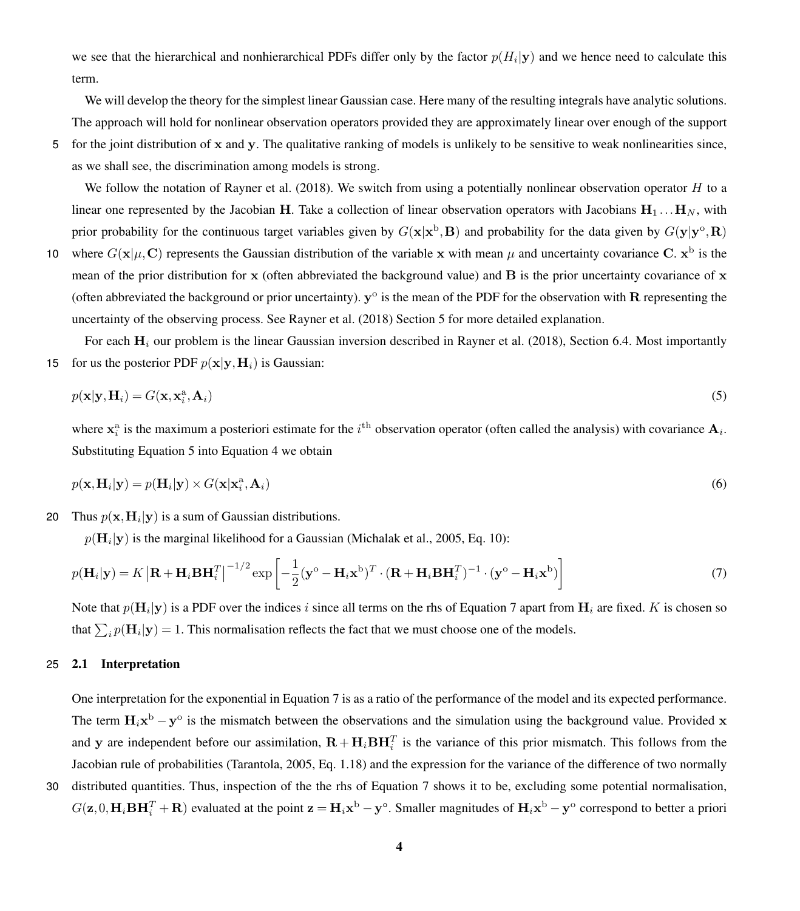we see that the hierarchical and nonhierarchical PDFs differ only by the factor $p(H_i|\mathbf{y})$ and we hence need to calculate this term.

We will develop the theory for the simplest linear Gaussian case. Here many of the resulting integrals have analytic solutions. The approach will hold for nonlinear observation operators provided they are approximately linear over enough of the support for the joint distribution of $\mathbf{x}$ and $\mathbf{y}$. The qualitative ranking of models is unlikely to be sensitive to weak nonlinearities since, as we shall see, the discrimination among models is strong.

We follow the notation of Rayner et al. (2018). We switch from using a potentially nonlinear observation operator $H$ to a linear one represented by the Jacobian $\mathbf{H}$. Take a collection of linear observation operators with Jacobians $\mathbf{H}_1 \ldots \mathbf{H}_N$, with prior probability for the continuous target variables given by $G(\mathbf{x}|\mathbf{x}^{\mathrm{b}}, \mathbf{B})$ and probability for the data given by $G(\mathbf{y}|\mathbf{y}^{\mathrm{o}}, \mathbf{R})$ where $G(\mathbf{x}|\mu, \mathbf{C})$ represents the Gaussian distribution of the variable $\mathbf{x}$ with mean $\mu$ and uncertainty covariance $\mathbf{C}$. $\mathbf{x}^{\mathrm{b}}$ is the mean of the prior distribution for $\mathbf{x}$ (often abbreviated the background value) and $\mathbf{B}$ is the prior uncertainty covariance of $\mathbf{x}$ (often abbreviated the background or prior uncertainty). $\mathbf{y}^{\mathrm{o}}$ is the mean of the PDF for the observation with $\mathbf{R}$ representing the uncertainty of the observing process. See Rayner et al. (2018) Section 5 for more detailed explanation.

For each $\mathbf{H}_i$ our problem is the linear Gaussian inversion described in Rayner et al. (2018), Section 6.4. Most importantly for us the posterior PDF $p(\mathbf{x}|\mathbf{y}, \mathbf{H}_i)$ is Gaussian:

$$p(\mathbf{x}|\mathbf{y}, \mathbf{H}_i) = G(\mathbf{x}, \mathbf{x}_i^{\mathrm{a}}, \mathbf{A}_i) \tag{5}$$

where $\mathbf{x}_i^{\mathrm{a}}$ is the maximum a posteriori estimate for the $i^{\mathrm{th}}$ observation operator (often called the analysis) with covariance $\mathbf{A}_i$. Substituting Equation 5 into Equation 4 we obtain

$$p(\mathbf{x}, \mathbf{H}_i|\mathbf{y}) = p(\mathbf{H}_i|\mathbf{y}) \times G(\mathbf{x}|\mathbf{x}_i^{\mathrm{a}}, \mathbf{A}_i) \tag{6}$$

Thus $p(\mathbf{x}, \mathbf{H}_i|\mathbf{y})$ is a sum of Gaussian distributions.

$p(\mathbf{H}_i|\mathbf{y})$ is the marginal likelihood for a Gaussian (Michalak et al., 2005, Eq. 10):

$$p(\mathbf{H}_i|\mathbf{y}) = K\left|\mathbf{R} + \mathbf{H}_i\mathbf{B}\mathbf{H}_i^T\right|^{-1/2} \exp\left[-\frac{1}{2}(\mathbf{y}^{\mathrm{o}} - \mathbf{H}_i\mathbf{x}^{\mathrm{b}})^T \cdot (\mathbf{R} + \mathbf{H}_i\mathbf{B}\mathbf{H}_i^T)^{-1} \cdot (\mathbf{y}^{\mathrm{o}} - \mathbf{H}_i\mathbf{x}^{\mathrm{b}})\right] \tag{7}$$

Note that $p(\mathbf{H}_i|\mathbf{y})$ is a PDF over the indices $i$ since all terms on the rhs of Equation 7 apart from $\mathbf{H}_i$ are fixed. $K$ is chosen so that $\sum_i p(\mathbf{H}_i|\mathbf{y}) = 1$. This normalisation reflects the fact that we must choose one of the models.

### 2.1 Interpretation

One interpretation for the exponential in Equation 7 is as a ratio of the performance of the model and its expected performance. The term $\mathbf{H}_i\mathbf{x}^{\mathrm{b}} - \mathbf{y}^{\mathrm{o}}$ is the mismatch between the observations and the simulation using the background value. Provided $\mathbf{x}$ and $\mathbf{y}$ are independent before our assimilation, $\mathbf{R} + \mathbf{H}_i\mathbf{B}\mathbf{H}_i^T$ is the variance of this prior mismatch. This follows from the Jacobian rule of probabilities (Tarantola, 2005, Eq. 1.18) and the expression for the variance of the difference of two normally distributed quantities. Thus, inspection of the the rhs of Equation 7 shows it to be, excluding some potential normalisation, $G(\mathbf{z}, 0, \mathbf{H}_i\mathbf{B}\mathbf{H}_i^T + \mathbf{R})$ evaluated at the point $\mathbf{z} = \mathbf{H}_i\mathbf{x}^{\mathrm{b}} - \mathbf{y}^{\mathrm{o}}$. Smaller magnitudes of $\mathbf{H}_i\mathbf{x}^{\mathrm{b}} - \mathbf{y}^{\mathrm{o}}$ correspond to better a priori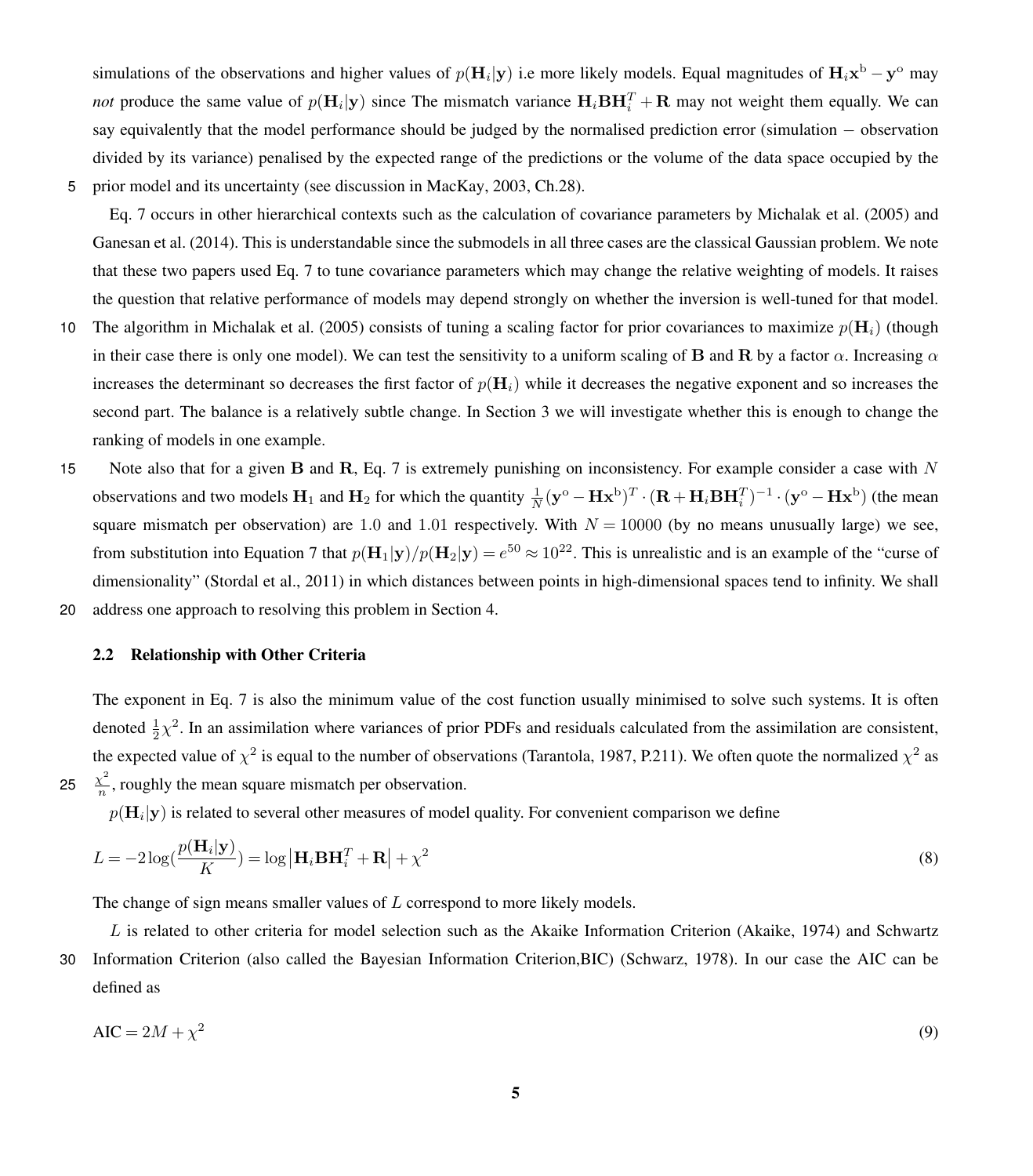simulations of the observations and higher values of $p(\mathbf{H}_i|\mathbf{y})$ i.e more likely models. Equal magnitudes of $\mathbf{H}_i\mathbf{x}^\mathrm{b} - \mathbf{y}^\mathrm{o}$ may *not* produce the same value of $p(\mathbf{H}_i|\mathbf{y})$ since The mismatch variance $\mathbf{H}_i\mathbf{B}\mathbf{H}_i^T + \mathbf{R}$ may not weight them equally. We can say equivalently that the model performance should be judged by the normalised prediction error (simulation − observation divided by its variance) penalised by the expected range of the predictions or the volume of the data space occupied by the prior model and its uncertainty (see discussion in MacKay, 2003, Ch.28).

Eq. 7 occurs in other hierarchical contexts such as the calculation of covariance parameters by Michalak et al. (2005) and Ganesan et al. (2014). This is understandable since the submodels in all three cases are the classical Gaussian problem. We note that these two papers used Eq. 7 to tune covariance parameters which may change the relative weighting of models. It raises the question that relative performance of models may depend strongly on whether the inversion is well-tuned for that model. The algorithm in Michalak et al. (2005) consists of tuning a scaling factor for prior covariances to maximize $p(\mathbf{H}_i)$ (though in their case there is only one model). We can test the sensitivity to a uniform scaling of $\mathbf{B}$ and $\mathbf{R}$ by a factor $\alpha$. Increasing $\alpha$ increases the determinant so decreases the first factor of $p(\mathbf{H}_i)$ while it decreases the negative exponent and so increases the second part. The balance is a relatively subtle change. In Section 3 we will investigate whether this is enough to change the ranking of models in one example.

Note also that for a given $\mathbf{B}$ and $\mathbf{R}$, Eq. 7 is extremely punishing on inconsistency. For example consider a case with $N$ observations and two models $\mathbf{H}_1$ and $\mathbf{H}_2$ for which the quantity $\frac{1}{N}(\mathbf{y}^\mathrm{o} - \mathbf{H}\mathbf{x}^\mathrm{b})^T \cdot (\mathbf{R} + \mathbf{H}_i\mathbf{B}\mathbf{H}_i^T)^{-1} \cdot (\mathbf{y}^\mathrm{o} - \mathbf{H}\mathbf{x}^\mathrm{b})$ (the mean square mismatch per observation) are 1.0 and 1.01 respectively. With $N = 10000$ (by no means unusually large) we see, from substitution into Equation 7 that $p(\mathbf{H}_1|\mathbf{y})/p(\mathbf{H}_2|\mathbf{y}) = e^{50} \approx 10^{22}$. This is unrealistic and is an example of the "curse of dimensionality" (Stordal et al., 2011) in which distances between points in high-dimensional spaces tend to infinity. We shall address one approach to resolving this problem in Section 4.

### 2.2 Relationship with Other Criteria

The exponent in Eq. 7 is also the minimum value of the cost function usually minimised to solve such systems. It is often denoted $\frac{1}{2}\chi^2$. In an assimilation where variances of prior PDFs and residuals calculated from the assimilation are consistent, the expected value of $\chi^2$ is equal to the number of observations (Tarantola, 1987, P.211). We often quote the normalized $\chi^2$ as $\frac{\chi^2}{n}$, roughly the mean square mismatch per observation.

$p(\mathbf{H}_i|\mathbf{y})$ is related to several other measures of model quality. For convenient comparison we define

$$L = -2\log\left(\frac{p(\mathbf{H}_i|\mathbf{y})}{K}\right) = \log\left|\mathbf{H}_i\mathbf{B}\mathbf{H}_i^T + \mathbf{R}\right| + \chi^2 \tag{8}$$

The change of sign means smaller values of $L$ correspond to more likely models.

$L$ is related to other criteria for model selection such as the Akaike Information Criterion (Akaike, 1974) and Schwartz Information Criterion (also called the Bayesian Information Criterion,BIC) (Schwarz, 1978). In our case the AIC can be defined as

$$\mathrm{AIC} = 2M + \chi^2 \tag{9}$$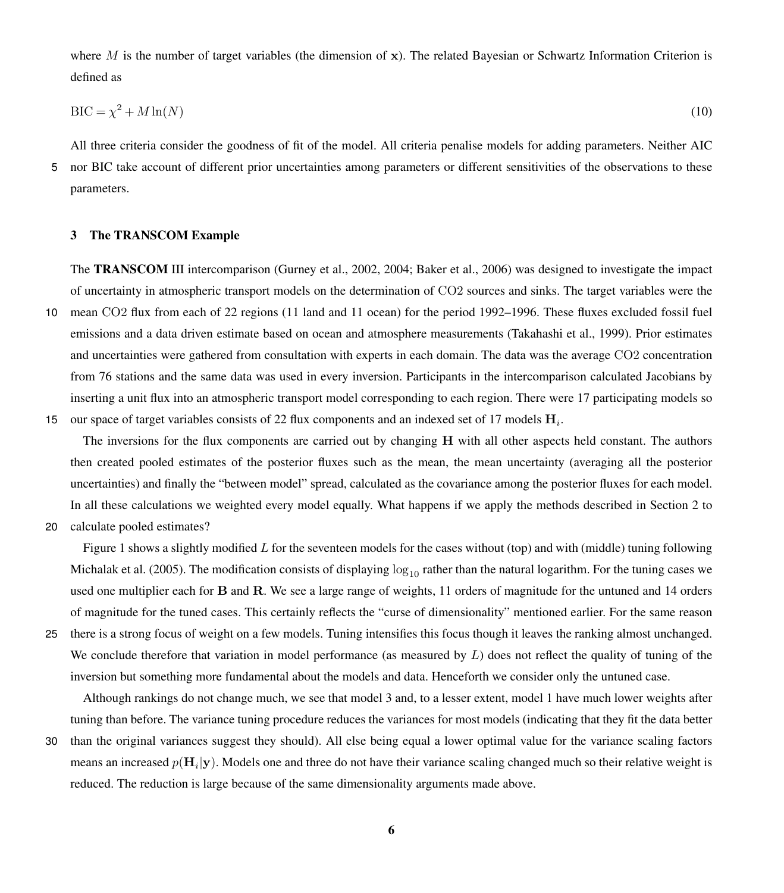where $M$ is the number of target variables (the dimension of $\mathbf{x}$). The related Bayesian or Schwartz Information Criterion is defined as

$$\mathrm{BIC} = \chi^2 + M \ln(N) \tag{10}$$

All three criteria consider the goodness of fit of the model. All criteria penalise models for adding parameters. Neither AIC nor BIC take account of different prior uncertainties among parameters or different sensitivities of the observations to these parameters.

## 3 The TRANSCOM Example

The **TRANSCOM** III intercomparison (Gurney et al., 2002, 2004; Baker et al., 2006) was designed to investigate the impact of uncertainty in atmospheric transport models on the determination of $\mathrm{CO2}$ sources and sinks. The target variables were the mean $\mathrm{CO2}$ flux from each of 22 regions (11 land and 11 ocean) for the period 1992–1996. These fluxes excluded fossil fuel emissions and a data driven estimate based on ocean and atmosphere measurements (Takahashi et al., 1999). Prior estimates and uncertainties were gathered from consultation with experts in each domain. The data was the average $\mathrm{CO2}$ concentration from 76 stations and the same data was used in every inversion. Participants in the intercomparison calculated Jacobians by inserting a unit flux into an atmospheric transport model corresponding to each region. There were 17 participating models so our space of target variables consists of 22 flux components and an indexed set of 17 models $\mathbf{H}_i$.

The inversions for the flux components are carried out by changing $\mathbf{H}$ with all other aspects held constant. The authors then created pooled estimates of the posterior fluxes such as the mean, the mean uncertainty (averaging all the posterior uncertainties) and finally the "between model" spread, calculated as the covariance among the posterior fluxes for each model. In all these calculations we weighted every model equally. What happens if we apply the methods described in Section 2 to calculate pooled estimates?

Figure 1 shows a slightly modified $L$ for the seventeen models for the cases without (top) and with (middle) tuning following Michalak et al. (2005). The modification consists of displaying $\log_{10}$ rather than the natural logarithm. For the tuning cases we used one multiplier each for $\mathbf{B}$ and $\mathbf{R}$. We see a large range of weights, 11 orders of magnitude for the untuned and 14 orders of magnitude for the tuned cases. This certainly reflects the "curse of dimensionality" mentioned earlier. For the same reason there is a strong focus of weight on a few models. Tuning intensifies this focus though it leaves the ranking almost unchanged. We conclude therefore that variation in model performance (as measured by $L$) does not reflect the quality of tuning of the inversion but something more fundamental about the models and data. Henceforth we consider only the untuned case.

Although rankings do not change much, we see that model 3 and, to a lesser extent, model 1 have much lower weights after tuning than before. The variance tuning procedure reduces the variances for most models (indicating that they fit the data better than the original variances suggest they should). All else being equal a lower optimal value for the variance scaling factors means an increased $p(\mathbf{H}_i|\mathbf{y})$. Models one and three do not have their variance scaling changed much so their relative weight is reduced. The reduction is large because of the same dimensionality arguments made above.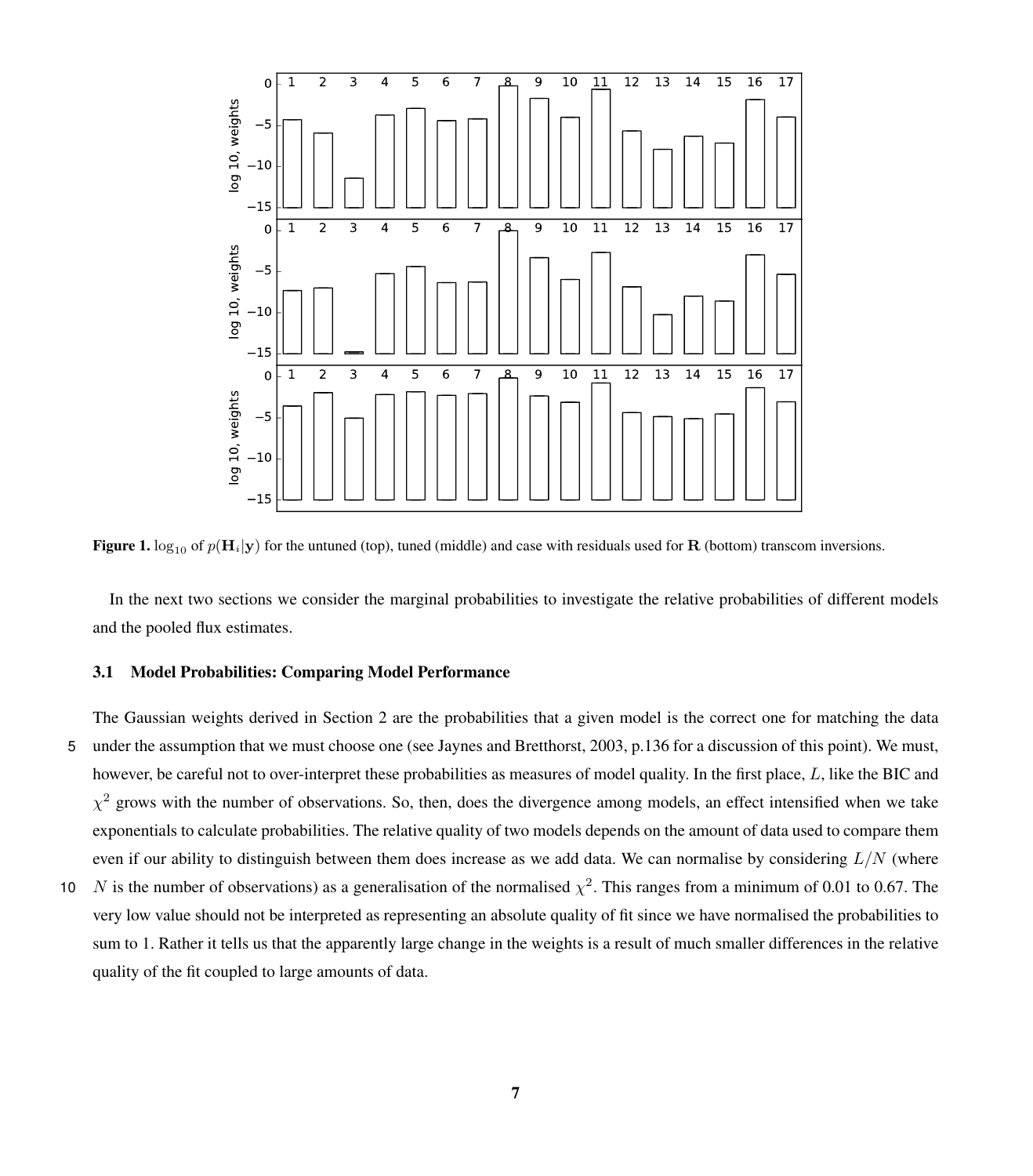**Figure 1.** $\log_{10}$ of $p(\mathbf{H}_i|\mathbf{y})$ for the untuned (top), tuned (middle) and case with residuals used for $\mathbf{R}$ (bottom) transcom inversions.

In the next two sections we consider the marginal probabilities to investigate the relative probabilities of different models and the pooled flux estimates.

### 3.1 Model Probabilities: Comparing Model Performance

The Gaussian weights derived in Section 2 are the probabilities that a given model is the correct one for matching the data under the assumption that we must choose one (see Jaynes and Bretthorst, 2003, p.136 for a discussion of this point). We must, however, be careful not to over-interpret these probabilities as measures of model quality. In the first place, $L$, like the BIC and $\chi^2$ grows with the number of observations. So, then, does the divergence among models, an effect intensified when we take exponentials to calculate probabilities. The relative quality of two models depends on the amount of data used to compare them even if our ability to distinguish between them does increase as we add data. We can normalise by considering $L/N$ (where $N$ is the number of observations) as a generalisation of the normalised $\chi^2$. This ranges from a minimum of 0.01 to 0.67. The very low value should not be interpreted as representing an absolute quality of fit since we have normalised the probabilities to sum to 1. Rather it tells us that the apparently large change in the weights is a result of much smaller differences in the relative quality of the fit coupled to large amounts of data.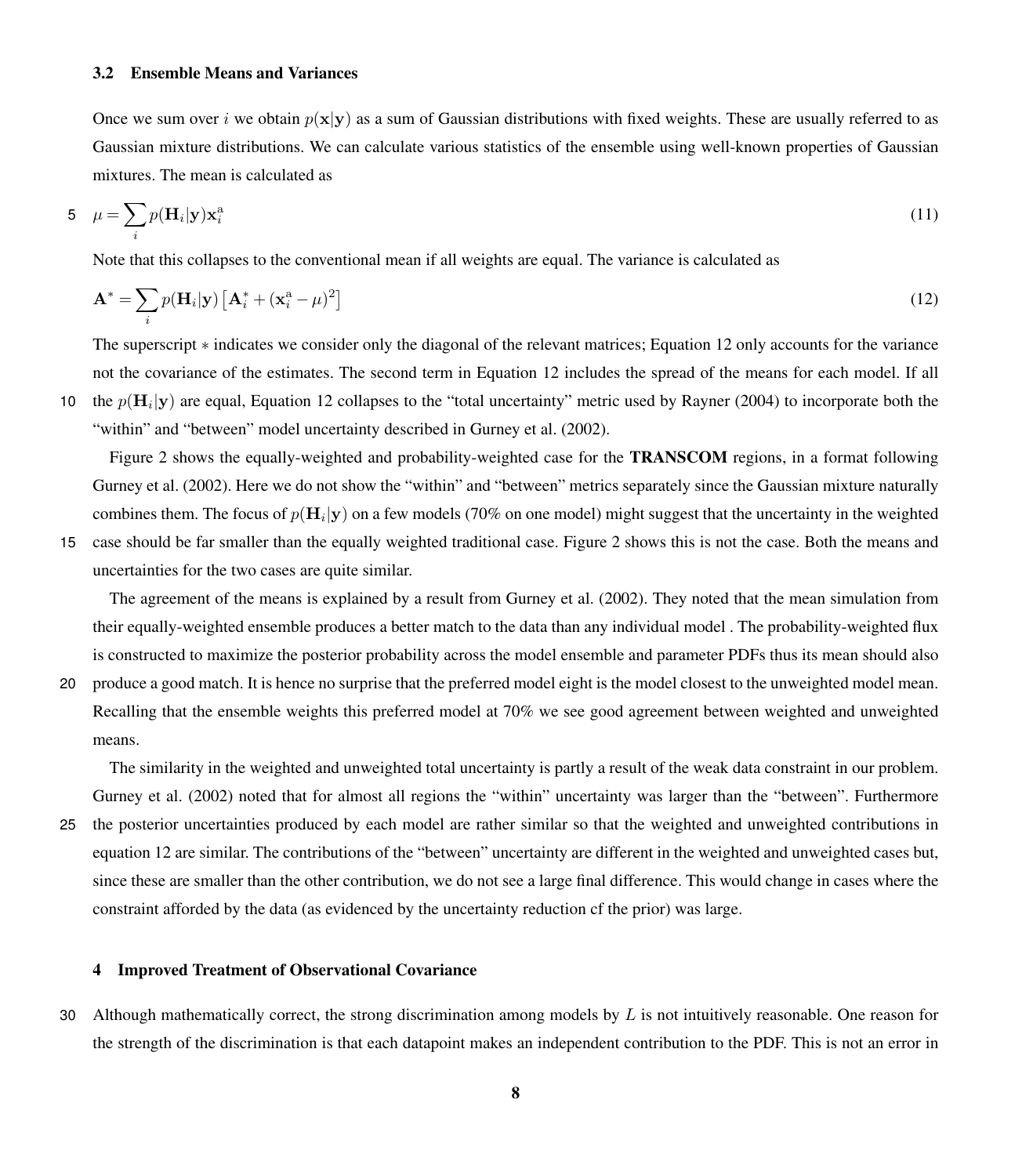### 3.2 Ensemble Means and Variances

Once we sum over $i$ we obtain $p(\mathbf{x}|\mathbf{y})$ as a sum of Gaussian distributions with fixed weights. These are usually referred to as Gaussian mixture distributions. We can calculate various statistics of the ensemble using well-known properties of Gaussian mixtures. The mean is calculated as

$$\mu = \sum_i p(\mathbf{H}_i|\mathbf{y})\mathbf{x}_i^{\mathrm{a}} \tag{11}$$

Note that this collapses to the conventional mean if all weights are equal. The variance is calculated as

$$\mathbf{A}^* = \sum_i p(\mathbf{H}_i|\mathbf{y})\left[\mathbf{A}_i^* + (\mathbf{x}_i^{\mathrm{a}} - \mu)^2\right] \tag{12}$$

The superscript $*$ indicates we consider only the diagonal of the relevant matrices; Equation 12 only accounts for the variance not the covariance of the estimates. The second term in Equation 12 includes the spread of the means for each model. If all the $p(\mathbf{H}_i|\mathbf{y})$ are equal, Equation 12 collapses to the "total uncertainty" metric used by Rayner (2004) to incorporate both the "within" and "between" model uncertainty described in Gurney et al. (2002).

Figure 2 shows the equally-weighted and probability-weighted case for the **TRANSCOM** regions, in a format following Gurney et al. (2002). Here we do not show the "within" and "between" metrics separately since the Gaussian mixture naturally combines them. The focus of $p(\mathbf{H}_i|\mathbf{y})$ on a few models (70% on one model) might suggest that the uncertainty in the weighted case should be far smaller than the equally weighted traditional case. Figure 2 shows this is not the case. Both the means and uncertainties for the two cases are quite similar.

The agreement of the means is explained by a result from Gurney et al. (2002). They noted that the mean simulation from their equally-weighted ensemble produces a better match to the data than any individual model . The probability-weighted flux is constructed to maximize the posterior probability across the model ensemble and parameter PDFs thus its mean should also produce a good match. It is hence no surprise that the preferred model eight is the model closest to the unweighted model mean. Recalling that the ensemble weights this preferred model at 70% we see good agreement between weighted and unweighted means.

The similarity in the weighted and unweighted total uncertainty is partly a result of the weak data constraint in our problem. Gurney et al. (2002) noted that for almost all regions the "within" uncertainty was larger than the "between". Furthermore the posterior uncertainties produced by each model are rather similar so that the weighted and unweighted contributions in equation 12 are similar. The contributions of the "between" uncertainty are different in the weighted and unweighted cases but, since these are smaller than the other contribution, we do not see a large final difference. This would change in cases where the constraint afforded by the data (as evidenced by the uncertainty reduction cf the prior) was large.

## 4 Improved Treatment of Observational Covariance

Although mathematically correct, the strong discrimination among models by $L$ is not intuitively reasonable. One reason for the strength of the discrimination is that each datapoint makes an independent contribution to the PDF. This is not an error in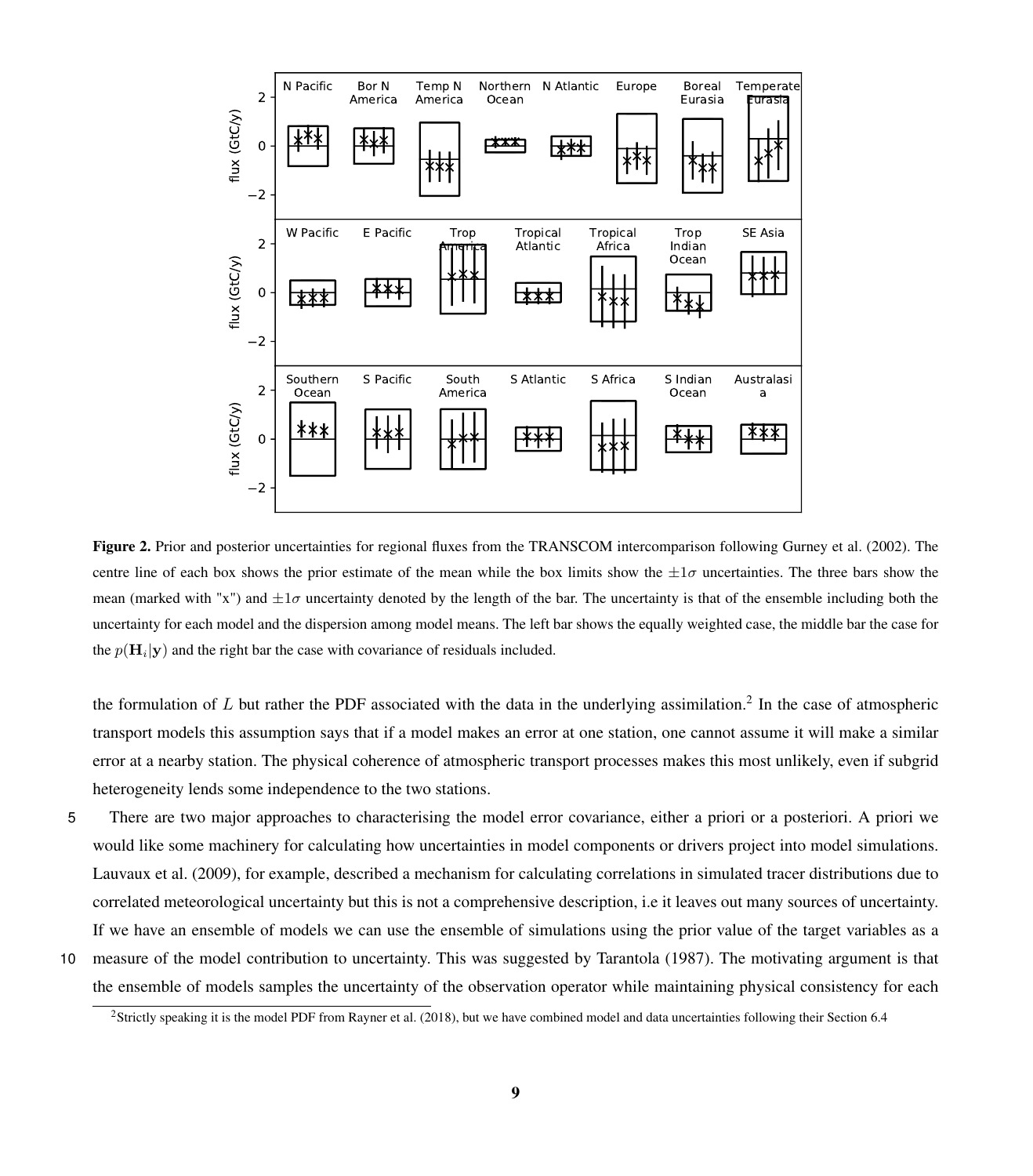**Figure 2.** Prior and posterior uncertainties for regional fluxes from the TRANSCOM intercomparison following Gurney et al. (2002). The centre line of each box shows the prior estimate of the mean while the box limits show the $\pm 1\sigma$ uncertainties. The three bars show the mean (marked with "x") and $\pm 1\sigma$ uncertainty denoted by the length of the bar. The uncertainty is that of the ensemble including both the uncertainty for each model and the dispersion among model means. The left bar shows the equally weighted case, the middle bar the case for the $p(\mathbf{H}_i|\mathbf{y})$ and the right bar the case with covariance of residuals included.

the formulation of $L$ but rather the PDF associated with the data in the underlying assimilation.[2] In the case of atmospheric transport models this assumption says that if a model makes an error at one station, one cannot assume it will make a similar error at a nearby station. The physical coherence of atmospheric transport processes makes this most unlikely, even if subgrid heterogeneity lends some independence to the two stations.

There are two major approaches to characterising the model error covariance, either a priori or a posteriori. A priori we would like some machinery for calculating how uncertainties in model components or drivers project into model simulations. Lauvaux et al. (2009), for example, described a mechanism for calculating correlations in simulated tracer distributions due to correlated meteorological uncertainty but this is not a comprehensive description, i.e it leaves out many sources of uncertainty. If we have an ensemble of models we can use the ensemble of simulations using the prior value of the target variables as a measure of the model contribution to uncertainty. This was suggested by Tarantola (1987). The motivating argument is that the ensemble of models samples the uncertainty of the observation operator while maintaining physical consistency for each

[2] Strictly speaking it is the model PDF from Rayner et al. (2018), but we have combined model and data uncertainties following their Section 6.4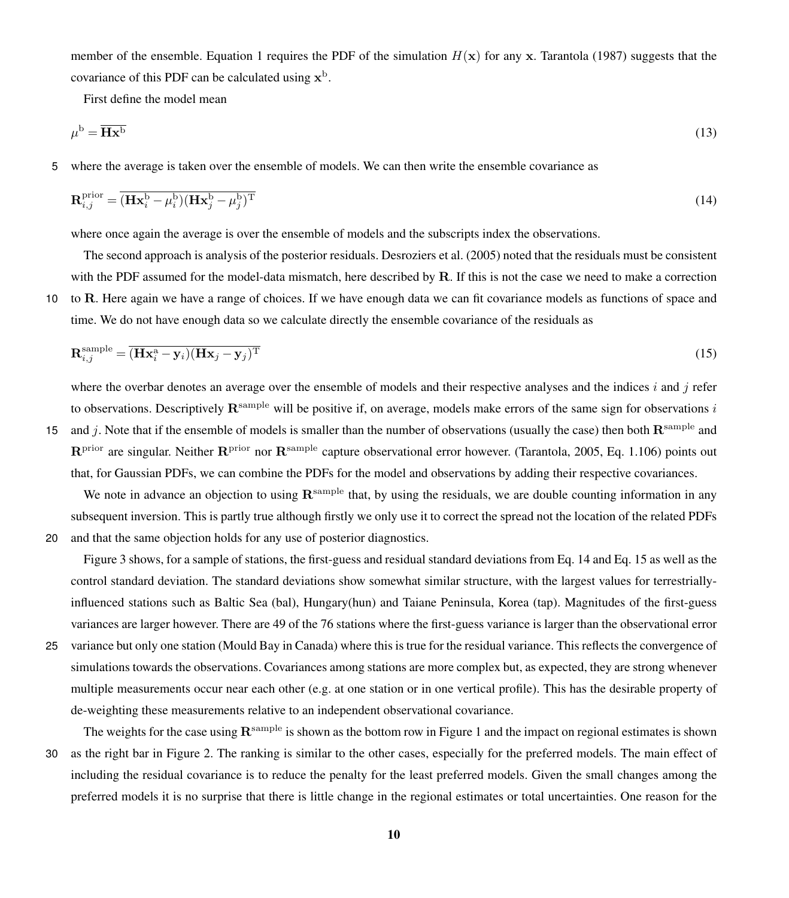member of the ensemble. Equation 1 requires the PDF of the simulation $H(\mathbf{x})$ for any $\mathbf{x}$. Tarantola (1987) suggests that the covariance of this PDF can be calculated using $\mathbf{x}^{\mathrm{b}}$.

First define the model mean

$$\mu^{\mathrm{b}} = \overline{\mathbf{H}\mathbf{x}^{\mathrm{b}}} \tag{13}$$

where the average is taken over the ensemble of models. We can then write the ensemble covariance as

$$\mathbf{R}^{\mathrm{prior}}_{i,j} = \overline{(\mathbf{H}\mathbf{x}^{\mathrm{b}}_i - \mu^{\mathrm{b}}_i)(\mathbf{H}\mathbf{x}^{\mathrm{b}}_j - \mu^{\mathrm{b}}_j)^{\mathrm{T}}} \tag{14}$$

where once again the average is over the ensemble of models and the subscripts index the observations.

The second approach is analysis of the posterior residuals. Desroziers et al. (2005) noted that the residuals must be consistent with the PDF assumed for the model-data mismatch, here described by $\mathbf{R}$. If this is not the case we need to make a correction to $\mathbf{R}$. Here again we have a range of choices. If we have enough data we can fit covariance models as functions of space and time. We do not have enough data so we calculate directly the ensemble covariance of the residuals as

$$\mathbf{R}^{\mathrm{sample}}_{i,j} = \overline{(\mathbf{H}\mathbf{x}^{\mathrm{a}}_i - \mathbf{y}_i)(\mathbf{H}\mathbf{x}_j - \mathbf{y}_j)^{\mathrm{T}}} \tag{15}$$

where the overbar denotes an average over the ensemble of models and their respective analyses and the indices $i$ and $j$ refer to observations. Descriptively $\mathbf{R}^{\mathrm{sample}}$ will be positive if, on average, models make errors of the same sign for observations $i$ and $j$. Note that if the ensemble of models is smaller than the number of observations (usually the case) then both $\mathbf{R}^{\mathrm{sample}}$ and $\mathbf{R}^{\mathrm{prior}}$ are singular. Neither $\mathbf{R}^{\mathrm{prior}}$ nor $\mathbf{R}^{\mathrm{sample}}$ capture observational error however. (Tarantola, 2005, Eq. 1.106) points out that, for Gaussian PDFs, we can combine the PDFs for the model and observations by adding their respective covariances.

We note in advance an objection to using $\mathbf{R}^{\mathrm{sample}}$ that, by using the residuals, we are double counting information in any subsequent inversion. This is partly true although firstly we only use it to correct the spread not the location of the related PDFs and that the same objection holds for any use of posterior diagnostics.

Figure 3 shows, for a sample of stations, the first-guess and residual standard deviations from Eq. 14 and Eq. 15 as well as the control standard deviation. The standard deviations show somewhat similar structure, with the largest values for terrestrially-influenced stations such as Baltic Sea (bal), Hungary(hun) and Taiane Peninsula, Korea (tap). Magnitudes of the first-guess variances are larger however. There are 49 of the 76 stations where the first-guess variance is larger than the observational error variance but only one station (Mould Bay in Canada) where this is true for the residual variance. This reflects the convergence of simulations towards the observations. Covariances among stations are more complex but, as expected, they are strong whenever multiple measurements occur near each other (e.g. at one station or in one vertical profile). This has the desirable property of de-weighting these measurements relative to an independent observational covariance.

The weights for the case using $\mathbf{R}^{\mathrm{sample}}$ is shown as the bottom row in Figure 1 and the impact on regional estimates is shown as the right bar in Figure 2. The ranking is similar to the other cases, especially for the preferred models. The main effect of including the residual covariance is to reduce the penalty for the least preferred models. Given the small changes among the preferred models it is no surprise that there is little change in the regional estimates or total uncertainties. One reason for the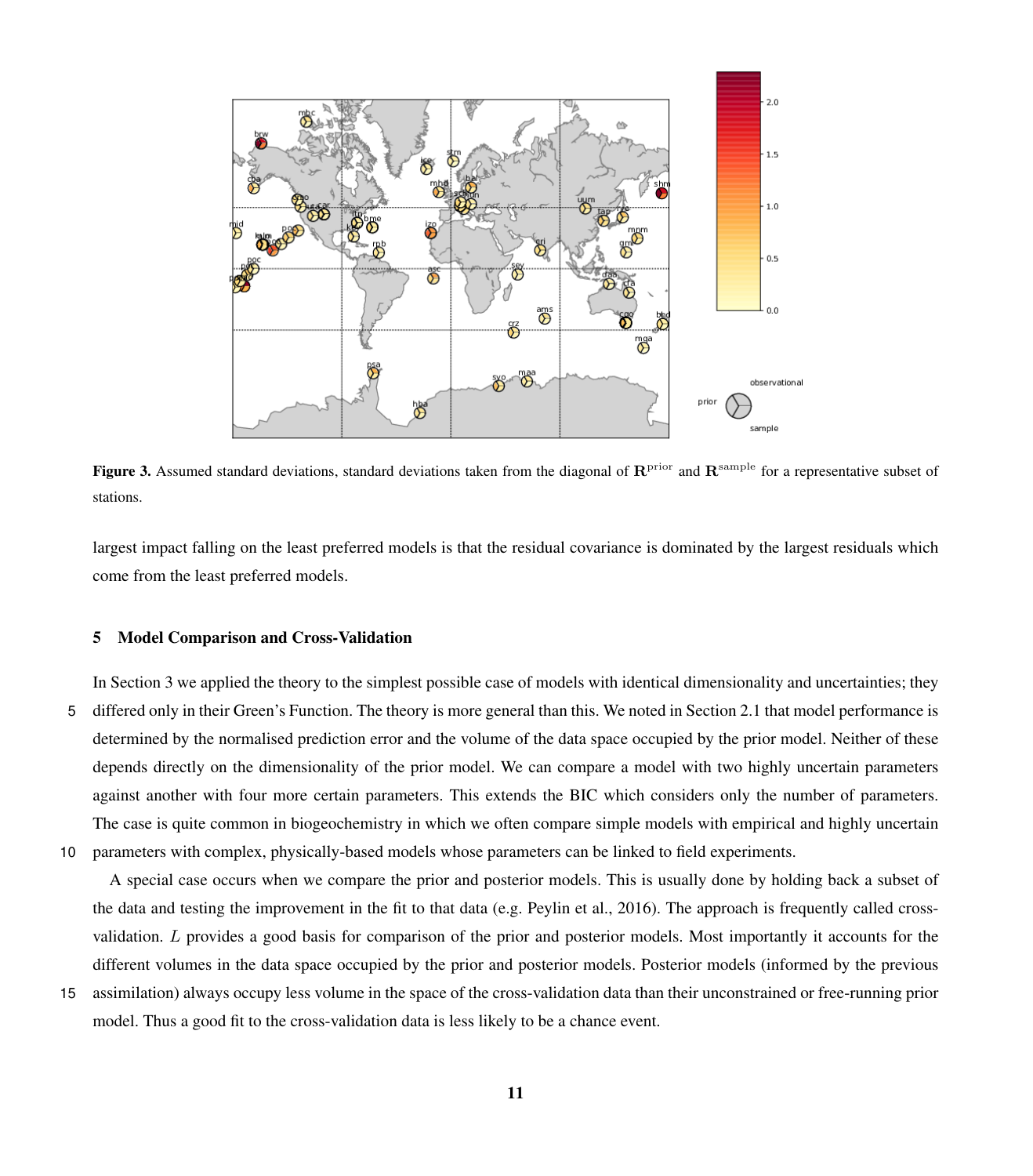**Figure 3.** Assumed standard deviations, standard deviations taken from the diagonal of $\mathbf{R}^{\text{prior}}$ and $\mathbf{R}^{\text{sample}}$ for a representative subset of stations.

largest impact falling on the least preferred models is that the residual covariance is dominated by the largest residuals which come from the least preferred models.

## 5 Model Comparison and Cross-Validation

In Section 3 we applied the theory to the simplest possible case of models with identical dimensionality and uncertainties; they differed only in their Green's Function. The theory is more general than this. We noted in Section 2.1 that model performance is determined by the normalised prediction error and the volume of the data space occupied by the prior model. Neither of these depends directly on the dimensionality of the prior model. We can compare a model with two highly uncertain parameters against another with four more certain parameters. This extends the BIC which considers only the number of parameters. The case is quite common in biogeochemistry in which we often compare simple models with empirical and highly uncertain parameters with complex, physically-based models whose parameters can be linked to field experiments.

A special case occurs when we compare the prior and posterior models. This is usually done by holding back a subset of the data and testing the improvement in the fit to that data (e.g. Peylin et al., 2016). The approach is frequently called cross-validation. $L$ provides a good basis for comparison of the prior and posterior models. Most importantly it accounts for the different volumes in the data space occupied by the prior and posterior models. Posterior models (informed by the previous assimilation) always occupy less volume in the space of the cross-validation data than their unconstrained or free-running prior model. Thus a good fit to the cross-validation data is less likely to be a chance event.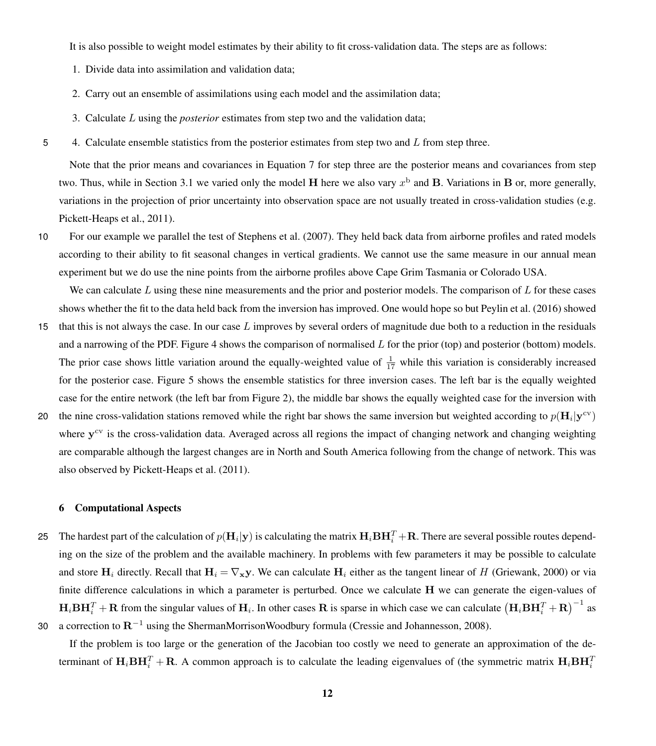It is also possible to weight model estimates by their ability to fit cross-validation data. The steps are as follows:

1. Divide data into assimilation and validation data;
2. Carry out an ensemble of assimilations using each model and the assimilation data;
3. Calculate $L$ using the *posterior* estimates from step two and the validation data;
4. Calculate ensemble statistics from the posterior estimates from step two and $L$ from step three.

Note that the prior means and covariances in Equation 7 for step three are the posterior means and covariances from step two. Thus, while in Section 3.1 we varied only the model $\mathbf{H}$ here we also vary $x^{\mathrm{b}}$ and $\mathbf{B}$. Variations in $\mathbf{B}$ or, more generally, variations in the projection of prior uncertainty into observation space are not usually treated in cross-validation studies (e.g. Pickett-Heaps et al., 2011).

For our example we parallel the test of Stephens et al. (2007). They held back data from airborne profiles and rated models according to their ability to fit seasonal changes in vertical gradients. We cannot use the same measure in our annual mean experiment but we do use the nine points from the airborne profiles above Cape Grim Tasmania or Colorado USA.

We can calculate $L$ using these nine measurements and the prior and posterior models. The comparison of $L$ for these cases shows whether the fit to the data held back from the inversion has improved. One would hope so but Peylin et al. (2016) showed that this is not always the case. In our case $L$ improves by several orders of magnitude due both to a reduction in the residuals and a narrowing of the PDF. Figure 4 shows the comparison of normalised $L$ for the prior (top) and posterior (bottom) models. The prior case shows little variation around the equally-weighted value of $\frac{1}{17}$ while this variation is considerably increased for the posterior case. Figure 5 shows the ensemble statistics for three inversion cases. The left bar is the equally weighted case for the entire network (the left bar from Figure 2), the middle bar shows the equally weighted case for the inversion with the nine cross-validation stations removed while the right bar shows the same inversion but weighted according to $p(\mathbf{H}_i|\mathbf{y}^{\mathrm{cv}})$ where $\mathbf{y}^{\mathrm{cv}}$ is the cross-validation data. Averaged across all regions the impact of changing network and changing weighting are comparable although the largest changes are in North and South America following from the change of network. This was also observed by Pickett-Heaps et al. (2011).

## 6 Computational Aspects

The hardest part of the calculation of $p(\mathbf{H}_i|\mathbf{y})$ is calculating the matrix $\mathbf{H}_i\mathbf{B}\mathbf{H}_i^T+\mathbf{R}$. There are several possible routes depending on the size of the problem and the available machinery. In problems with few parameters it may be possible to calculate and store $\mathbf{H}_i$ directly. Recall that $\mathbf{H}_i = \nabla_{\mathbf{x}}\mathbf{y}$. We can calculate $\mathbf{H}_i$ either as the tangent linear of $H$ (Griewank, 2000) or via finite difference calculations in which a parameter is perturbed. Once we calculate $\mathbf{H}$ we can generate the eigen-values of $\mathbf{H}_i\mathbf{B}\mathbf{H}_i^T+\mathbf{R}$ from the singular values of $\mathbf{H}_i$. In other cases $\mathbf{R}$ is sparse in which case we can calculate $\left(\mathbf{H}_i\mathbf{B}\mathbf{H}_i^T+\mathbf{R}\right)^{-1}$ as a correction to $\mathbf{R}^{-1}$ using the ShermanMorrisonWoodbury formula (Cressie and Johannesson, 2008).

If the problem is too large or the generation of the Jacobian too costly we need to generate an approximation of the determinant of $\mathbf{H}_i\mathbf{B}\mathbf{H}_i^T+\mathbf{R}$. A common approach is to calculate the leading eigenvalues of (the symmetric matrix $\mathbf{H}_i\mathbf{B}\mathbf{H}_i^T$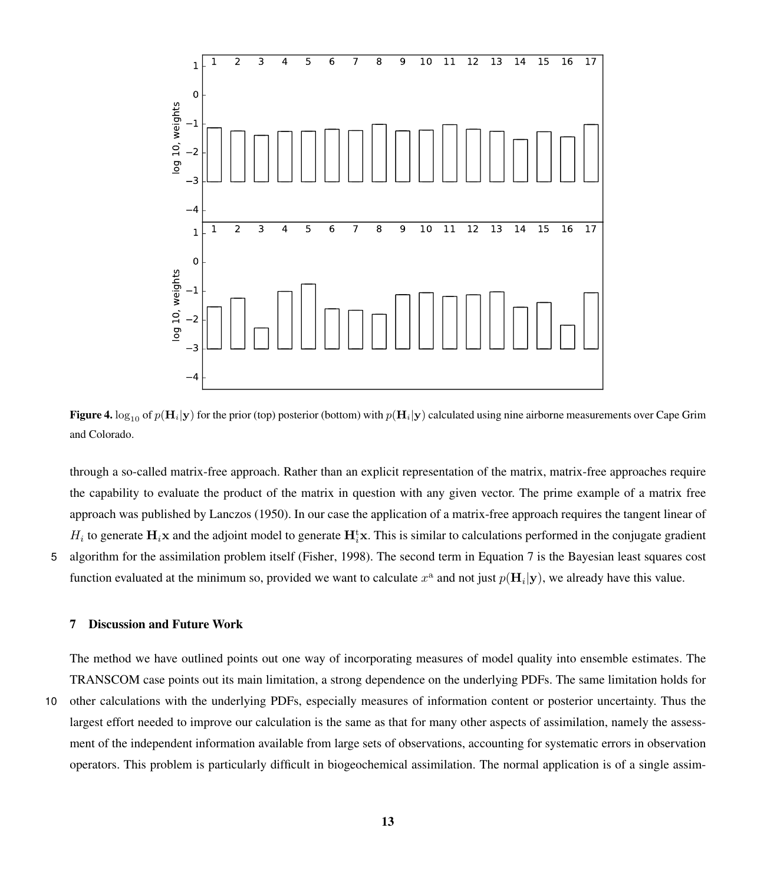**Figure 4.** $\log_{10}$ of $p(\mathbf{H}_i|\mathbf{y})$ for the prior (top) posterior (bottom) with $p(\mathbf{H}_i|\mathbf{y})$ calculated using nine airborne measurements over Cape Grim and Colorado.

through a so-called matrix-free approach. Rather than an explicit representation of the matrix, matrix-free approaches require the capability to evaluate the product of the matrix in question with any given vector. The prime example of a matrix free approach was published by Lanczos (1950). In our case the application of a matrix-free approach requires the tangent linear of $H_i$ to generate $\mathbf{H}_i\mathbf{x}$ and the adjoint model to generate $\mathbf{H}_i^{\mathrm{t}}\mathbf{x}$. This is similar to calculations performed in the conjugate gradient algorithm for the assimilation problem itself (Fisher, 1998). The second term in Equation 7 is the Bayesian least squares cost function evaluated at the minimum so, provided we want to calculate $x^{\mathrm{a}}$ and not just $p(\mathbf{H}_i|\mathbf{y})$, we already have this value.

## 7 Discussion and Future Work

The method we have outlined points out one way of incorporating measures of model quality into ensemble estimates. The TRANSCOM case points out its main limitation, a strong dependence on the underlying PDFs. The same limitation holds for other calculations with the underlying PDFs, especially measures of information content or posterior uncertainty. Thus the largest effort needed to improve our calculation is the same as that for many other aspects of assimilation, namely the assessment of the independent information available from large sets of observations, accounting for systematic errors in observation operators. This problem is particularly difficult in biogeochemical assimilation. The normal application is of a single assim-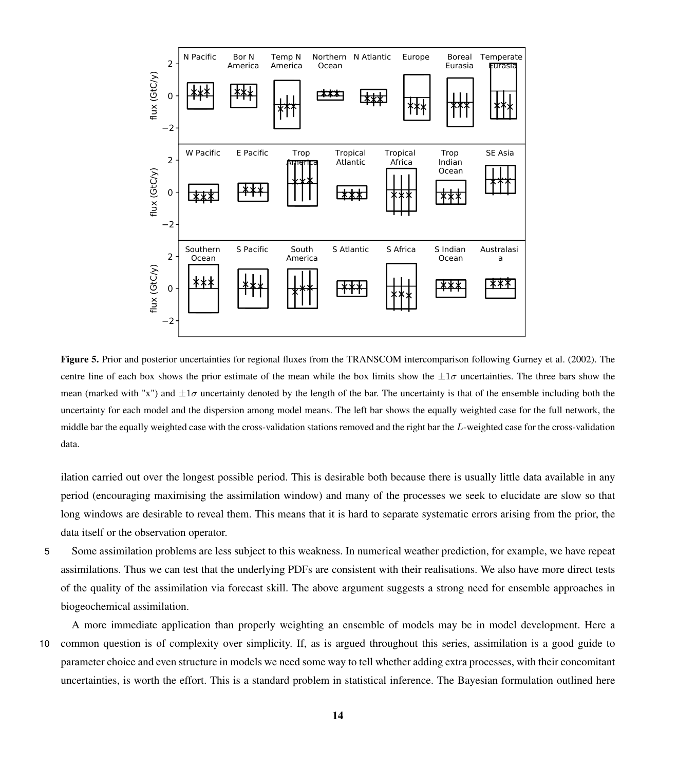**Figure 5.** Prior and posterior uncertainties for regional fluxes from the TRANSCOM intercomparison following Gurney et al. (2002). The centre line of each box shows the prior estimate of the mean while the box limits show the $\pm 1\sigma$ uncertainties. The three bars show the mean (marked with "x") and $\pm 1\sigma$ uncertainty denoted by the length of the bar. The uncertainty is that of the ensemble including both the uncertainty for each model and the dispersion among model means. The left bar shows the equally weighted case for the full network, the middle bar the equally weighted case with the cross-validation stations removed and the right bar the $L$-weighted case for the cross-validation data.

ilation carried out over the longest possible period. This is desirable both because there is usually little data available in any period (encouraging maximising the assimilation window) and many of the processes we seek to elucidate are slow so that long windows are desirable to reveal them. This means that it is hard to separate systematic errors arising from the prior, the data itself or the observation operator.

Some assimilation problems are less subject to this weakness. In numerical weather prediction, for example, we have repeat assimilations. Thus we can test that the underlying PDFs are consistent with their realisations. We also have more direct tests of the quality of the assimilation via forecast skill. The above argument suggests a strong need for ensemble approaches in biogeochemical assimilation.

A more immediate application than properly weighting an ensemble of models may be in model development. Here a common question is of complexity over simplicity. If, as is argued throughout this series, assimilation is a good guide to parameter choice and even structure in models we need some way to tell whether adding extra processes, with their concomitant uncertainties, is worth the effort. This is a standard problem in statistical inference. The Bayesian formulation outlined here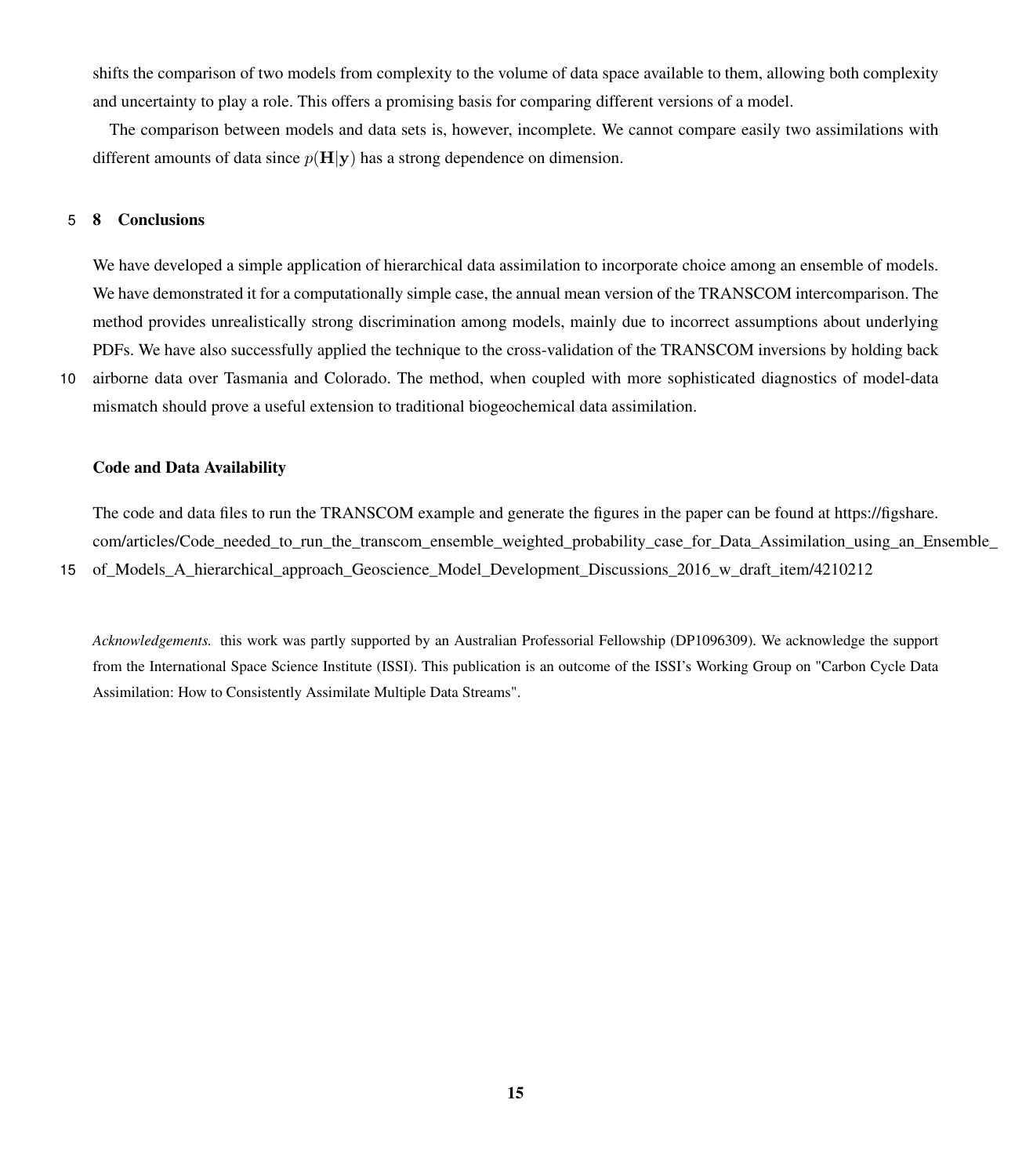shifts the comparison of two models from complexity to the volume of data space available to them, allowing both complexity and uncertainty to play a role. This offers a promising basis for comparing different versions of a model.

The comparison between models and data sets is, however, incomplete. We cannot compare easily two assimilations with different amounts of data since $p(\mathbf{H}|\mathbf{y})$ has a strong dependence on dimension.

## 8 Conclusions

We have developed a simple application of hierarchical data assimilation to incorporate choice among an ensemble of models. We have demonstrated it for a computationally simple case, the annual mean version of the TRANSCOM intercomparison. The method provides unrealistically strong discrimination among models, mainly due to incorrect assumptions about underlying PDFs. We have also successfully applied the technique to the cross-validation of the TRANSCOM inversions by holding back airborne data over Tasmania and Colorado. The method, when coupled with more sophisticated diagnostics of model-data mismatch should prove a useful extension to traditional biogeochemical data assimilation.

### Code and Data Availability

The code and data files to run the TRANSCOM example and generate the figures in the paper can be found at https://figshare.com/articles/Code_needed_to_run_the_transcom_ensemble_weighted_probability_case_for_Data_Assimilation_using_an_Ensemble_of_Models_A_hierarchical_approach_Geoscience_Model_Development_Discussions_2016_w_draft_item/4210212

*Acknowledgements.* this work was partly supported by an Australian Professorial Fellowship (DP1096309). We acknowledge the support from the International Space Science Institute (ISSI). This publication is an outcome of the ISSI's Working Group on "Carbon Cycle Data Assimilation: How to Consistently Assimilate Multiple Data Streams".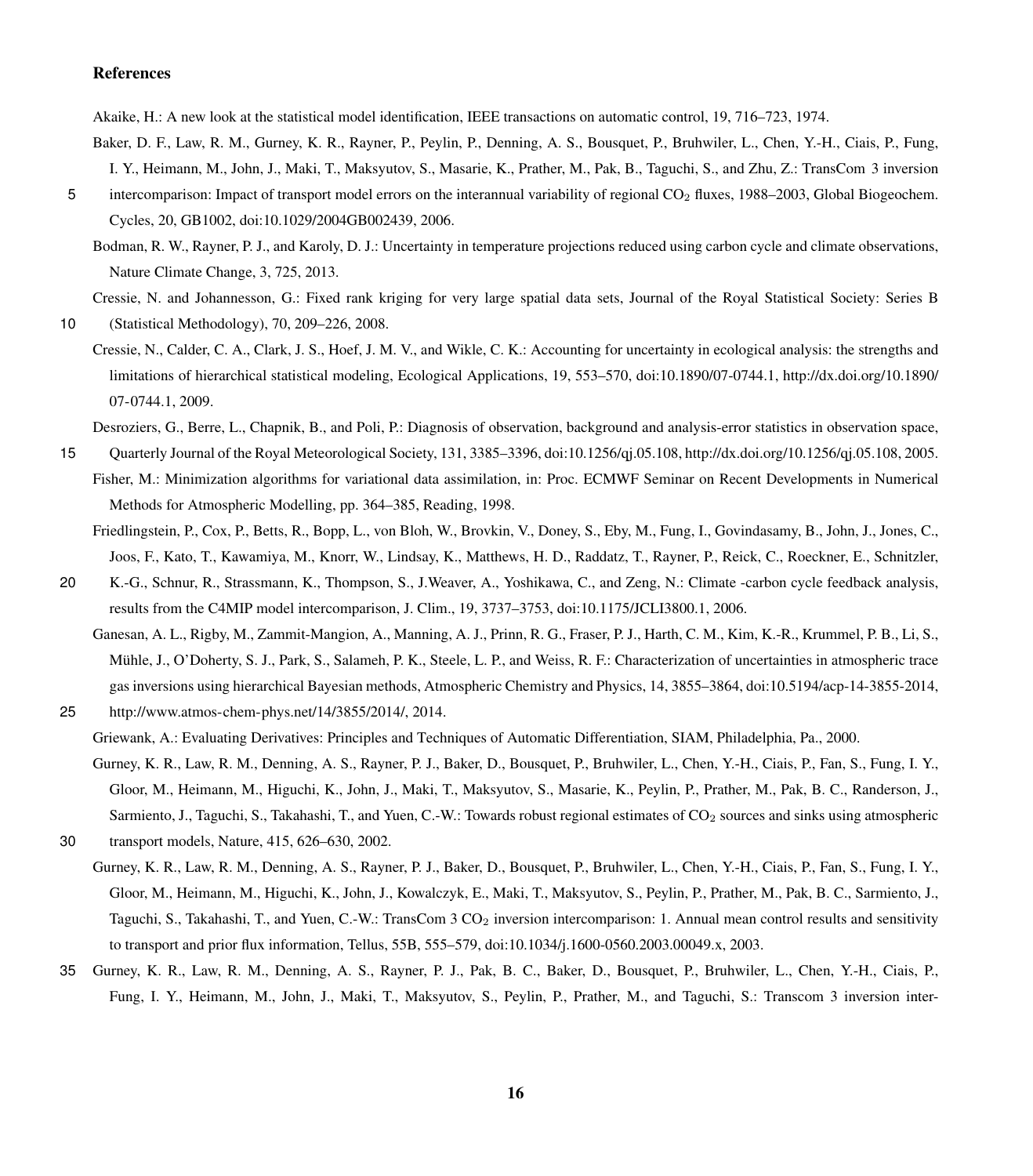# References

Akaike, H.: A new look at the statistical model identification, IEEE transactions on automatic control, 19, 716–723, 1974.

Baker, D. F., Law, R. M., Gurney, K. R., Rayner, P., Peylin, P., Denning, A. S., Bousquet, P., Bruhwiler, L., Chen, Y.-H., Ciais, P., Fung, I. Y., Heimann, M., John, J., Maki, T., Maksyutov, S., Masarie, K., Prather, M., Pak, B., Taguchi, S., and Zhu, Z.: TransCom 3 inversion intercomparison: Impact of transport model errors on the interannual variability of regional $CO_2$ fluxes, 1988–2003, Global Biogeochem. Cycles, 20, GB1002, doi:10.1029/2004GB002439, 2006.

Bodman, R. W., Rayner, P. J., and Karoly, D. J.: Uncertainty in temperature projections reduced using carbon cycle and climate observations, Nature Climate Change, 3, 725, 2013.

Cressie, N. and Johannesson, G.: Fixed rank kriging for very large spatial data sets, Journal of the Royal Statistical Society: Series B (Statistical Methodology), 70, 209–226, 2008.

Cressie, N., Calder, C. A., Clark, J. S., Hoef, J. M. V., and Wikle, C. K.: Accounting for uncertainty in ecological analysis: the strengths and limitations of hierarchical statistical modeling, Ecological Applications, 19, 553–570, doi:10.1890/07-0744.1, http://dx.doi.org/10.1890/07-0744.1, 2009.

Desroziers, G., Berre, L., Chapnik, B., and Poli, P.: Diagnosis of observation, background and analysis-error statistics in observation space, Quarterly Journal of the Royal Meteorological Society, 131, 3385–3396, doi:10.1256/qj.05.108, http://dx.doi.org/10.1256/qj.05.108, 2005.

Fisher, M.: Minimization algorithms for variational data assimilation, in: Proc. ECMWF Seminar on Recent Developments in Numerical Methods for Atmospheric Modelling, pp. 364–385, Reading, 1998.

Friedlingstein, P., Cox, P., Betts, R., Bopp, L., von Bloh, W., Brovkin, V., Doney, S., Eby, M., Fung, I., Govindasamy, B., John, J., Jones, C., Joos, F., Kato, T., Kawamiya, M., Knorr, W., Lindsay, K., Matthews, H. D., Raddatz, T., Rayner, P., Reick, C., Roeckner, E., Schnitzler, K.-G., Schnur, R., Strassmann, K., Thompson, S., J.Weaver, A., Yoshikawa, C., and Zeng, N.: Climate -carbon cycle feedback analysis, results from the C4MIP model intercomparison, J. Clim., 19, 3737–3753, doi:10.1175/JCLI3800.1, 2006.

Ganesan, A. L., Rigby, M., Zammit-Mangion, A., Manning, A. J., Prinn, R. G., Fraser, P. J., Harth, C. M., Kim, K.-R., Krummel, P. B., Li, S., Mühle, J., O'Doherty, S. J., Park, S., Salameh, P. K., Steele, L. P., and Weiss, R. F.: Characterization of uncertainties in atmospheric trace gas inversions using hierarchical Bayesian methods, Atmospheric Chemistry and Physics, 14, 3855–3864, doi:10.5194/acp-14-3855-2014, http://www.atmos-chem-phys.net/14/3855/2014/, 2014.

Griewank, A.: Evaluating Derivatives: Principles and Techniques of Automatic Differentiation, SIAM, Philadelphia, Pa., 2000.

Gurney, K. R., Law, R. M., Denning, A. S., Rayner, P. J., Baker, D., Bousquet, P., Bruhwiler, L., Chen, Y.-H., Ciais, P., Fan, S., Fung, I. Y., Gloor, M., Heimann, M., Higuchi, K., John, J., Maki, T., Maksyutov, S., Masarie, K., Peylin, P., Prather, M., Pak, B. C., Randerson, J., Sarmiento, J., Taguchi, S., Takahashi, T., and Yuen, C.-W.: Towards robust regional estimates of $CO_2$ sources and sinks using atmospheric transport models, Nature, 415, 626–630, 2002.

Gurney, K. R., Law, R. M., Denning, A. S., Rayner, P. J., Baker, D., Bousquet, P., Bruhwiler, L., Chen, Y.-H., Ciais, P., Fan, S., Fung, I. Y., Gloor, M., Heimann, M., Higuchi, K., John, J., Kowalczyk, E., Maki, T., Maksyutov, S., Peylin, P., Prather, M., Pak, B. C., Sarmiento, J., Taguchi, S., Takahashi, T., and Yuen, C.-W.: TransCom 3 $CO_2$ inversion intercomparison: 1. Annual mean control results and sensitivity to transport and prior flux information, Tellus, 55B, 555–579, doi:10.1034/j.1600-0560.2003.00049.x, 2003.

Gurney, K. R., Law, R. M., Denning, A. S., Rayner, P. J., Pak, B. C., Baker, D., Bousquet, P., Bruhwiler, L., Chen, Y.-H., Ciais, P., Fung, I. Y., Heimann, M., John, J., Maki, T., Maksyutov, S., Peylin, P., Prather, M., and Taguchi, S.: Transcom 3 inversion inter-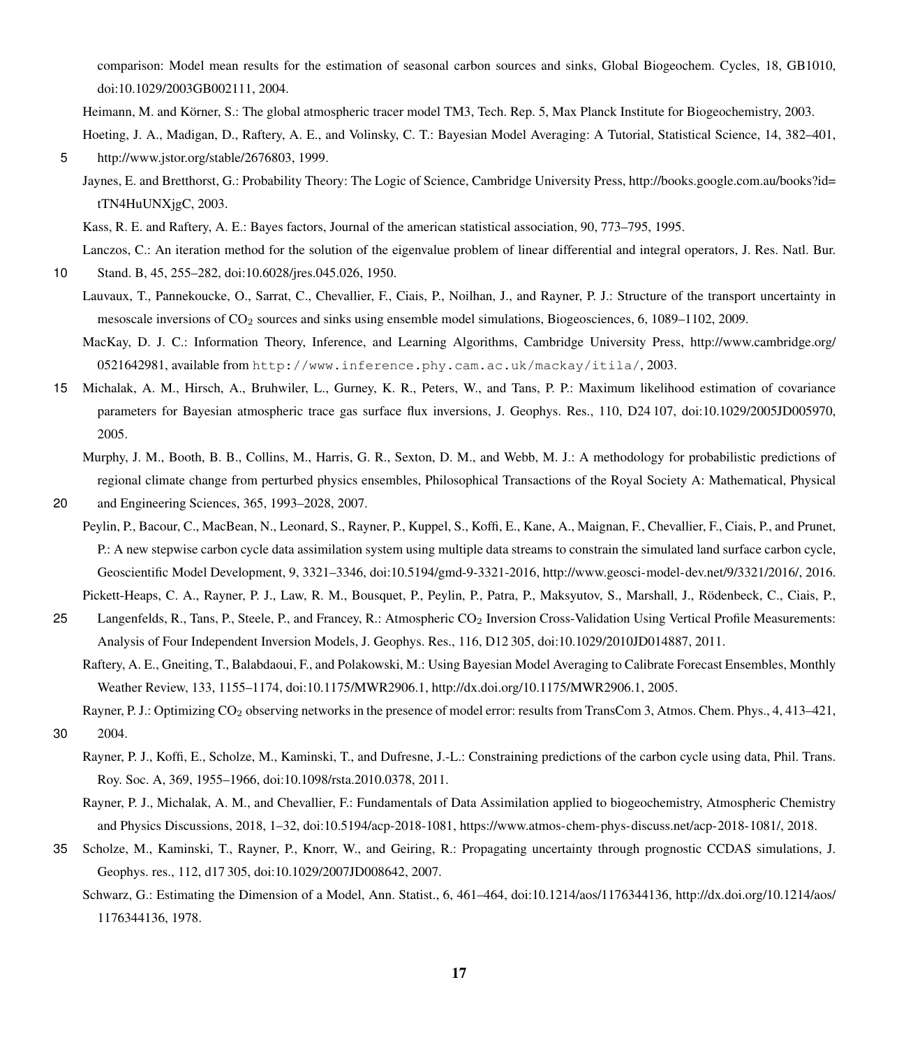comparison: Model mean results for the estimation of seasonal carbon sources and sinks, Global Biogeochem. Cycles, 18, GB1010, doi:10.1029/2003GB002111, 2004.

Heimann, M. and Körner, S.: The global atmospheric tracer model TM3, Tech. Rep. 5, Max Planck Institute for Biogeochemistry, 2003.

Hoeting, J. A., Madigan, D., Raftery, A. E., and Volinsky, C. T.: Bayesian Model Averaging: A Tutorial, Statistical Science, 14, 382–401, http://www.jstor.org/stable/2676803, 1999.

Jaynes, E. and Bretthorst, G.: Probability Theory: The Logic of Science, Cambridge University Press, http://books.google.com.au/books?id=tTN4HuUNXjgC, 2003.

Kass, R. E. and Raftery, A. E.: Bayes factors, Journal of the american statistical association, 90, 773–795, 1995.

Lanczos, C.: An iteration method for the solution of the eigenvalue problem of linear differential and integral operators, J. Res. Natl. Bur. Stand. B, 45, 255–282, doi:10.6028/jres.045.026, 1950.

Lauvaux, T., Pannekoucke, O., Sarrat, C., Chevallier, F., Ciais, P., Noilhan, J., and Rayner, P. J.: Structure of the transport uncertainty in mesoscale inversions of $CO_2$ sources and sinks using ensemble model simulations, Biogeosciences, 6, 1089–1102, 2009.

MacKay, D. J. C.: Information Theory, Inference, and Learning Algorithms, Cambridge University Press, http://www.cambridge.org/0521642981, available from `http://www.inference.phy.cam.ac.uk/mackay/itila/`, 2003.

Michalak, A. M., Hirsch, A., Bruhwiler, L., Gurney, K. R., Peters, W., and Tans, P. P.: Maximum likelihood estimation of covariance parameters for Bayesian atmospheric trace gas surface flux inversions, J. Geophys. Res., 110, D24 107, doi:10.1029/2005JD005970, 2005.

Murphy, J. M., Booth, B. B., Collins, M., Harris, G. R., Sexton, D. M., and Webb, M. J.: A methodology for probabilistic predictions of regional climate change from perturbed physics ensembles, Philosophical Transactions of the Royal Society A: Mathematical, Physical and Engineering Sciences, 365, 1993–2028, 2007.

Peylin, P., Bacour, C., MacBean, N., Leonard, S., Rayner, P., Kuppel, S., Koffi, E., Kane, A., Maignan, F., Chevallier, F., Ciais, P., and Prunet, P.: A new stepwise carbon cycle data assimilation system using multiple data streams to constrain the simulated land surface carbon cycle, Geoscientific Model Development, 9, 3321–3346, doi:10.5194/gmd-9-3321-2016, http://www.geosci-model-dev.net/9/3321/2016/, 2016.

Pickett-Heaps, C. A., Rayner, P. J., Law, R. M., Bousquet, P., Peylin, P., Patra, P., Maksyutov, S., Marshall, J., Rödenbeck, C., Ciais, P., Langenfelds, R., Tans, P., Steele, P., and Francey, R.: Atmospheric $CO_2$ Inversion Cross-Validation Using Vertical Profile Measurements: Analysis of Four Independent Inversion Models, J. Geophys. Res., 116, D12 305, doi:10.1029/2010JD014887, 2011.

Raftery, A. E., Gneiting, T., Balabdaoui, F., and Polakowski, M.: Using Bayesian Model Averaging to Calibrate Forecast Ensembles, Monthly Weather Review, 133, 1155–1174, doi:10.1175/MWR2906.1, http://dx.doi.org/10.1175/MWR2906.1, 2005.

Rayner, P. J.: Optimizing $CO_2$ observing networks in the presence of model error: results from TransCom 3, Atmos. Chem. Phys., 4, 413–421, 2004.

Rayner, P. J., Koffi, E., Scholze, M., Kaminski, T., and Dufresne, J.-L.: Constraining predictions of the carbon cycle using data, Phil. Trans. Roy. Soc. A, 369, 1955–1966, doi:10.1098/rsta.2010.0378, 2011.

Rayner, P. J., Michalak, A. M., and Chevallier, F.: Fundamentals of Data Assimilation applied to biogeochemistry, Atmospheric Chemistry and Physics Discussions, 2018, 1–32, doi:10.5194/acp-2018-1081, https://www.atmos-chem-phys-discuss.net/acp-2018-1081/, 2018.

Scholze, M., Kaminski, T., Rayner, P., Knorr, W., and Geiring, R.: Propagating uncertainty through prognostic CCDAS simulations, J. Geophys. res., 112, d17 305, doi:10.1029/2007JD008642, 2007.

Schwarz, G.: Estimating the Dimension of a Model, Ann. Statist., 6, 461–464, doi:10.1214/aos/1176344136, http://dx.doi.org/10.1214/aos/1176344136, 1978.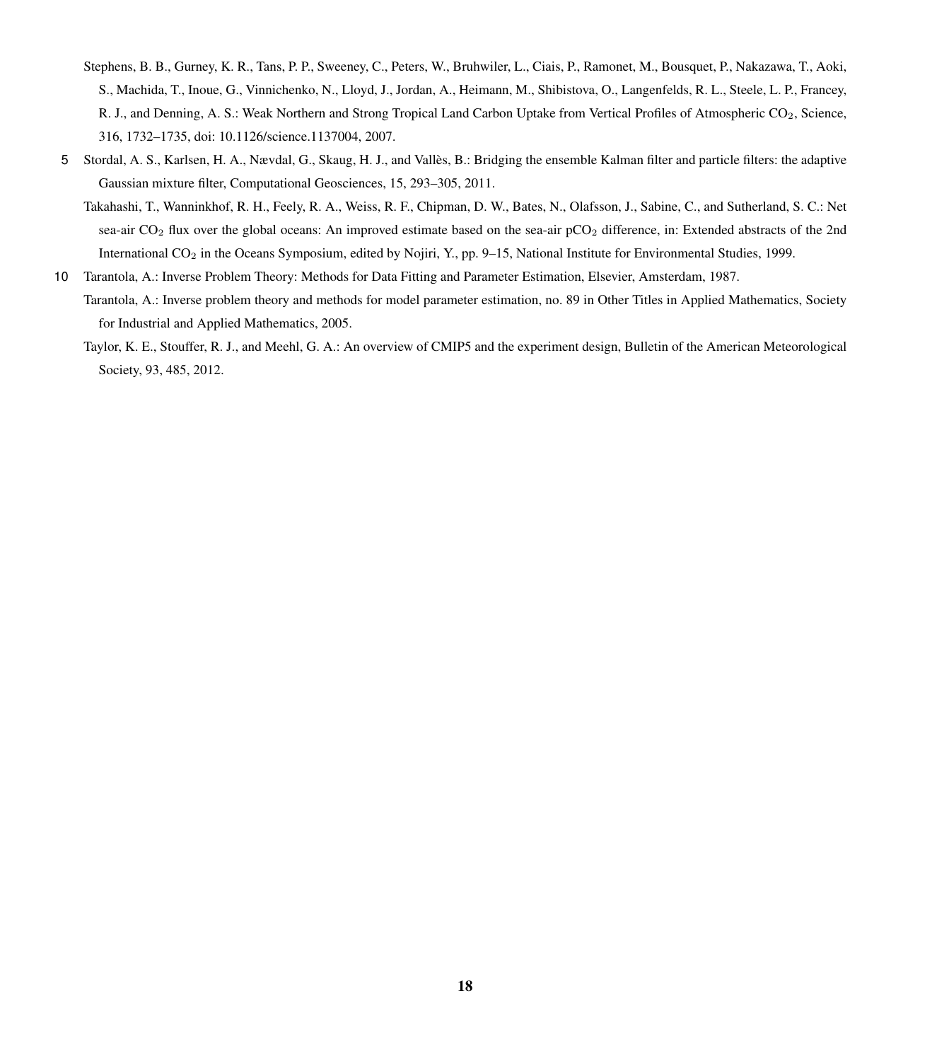Stephens, B. B., Gurney, K. R., Tans, P. P., Sweeney, C., Peters, W., Bruhwiler, L., Ciais, P., Ramonet, M., Bousquet, P., Nakazawa, T., Aoki, S., Machida, T., Inoue, G., Vinnichenko, N., Lloyd, J., Jordan, A., Heimann, M., Shibistova, O., Langenfelds, R. L., Steele, L. P., Francey, R. J., and Denning, A. S.: Weak Northern and Strong Tropical Land Carbon Uptake from Vertical Profiles of Atmospheric $CO_2$, Science, 316, 1732–1735, doi: 10.1126/science.1137004, 2007.

Stordal, A. S., Karlsen, H. A., Nævdal, G., Skaug, H. J., and Vallès, B.: Bridging the ensemble Kalman filter and particle filters: the adaptive Gaussian mixture filter, Computational Geosciences, 15, 293–305, 2011.

Takahashi, T., Wanninkhof, R. H., Feely, R. A., Weiss, R. F., Chipman, D. W., Bates, N., Olafsson, J., Sabine, C., and Sutherland, S. C.: Net sea-air $CO_2$ flux over the global oceans: An improved estimate based on the sea-air $pCO_2$ difference, in: Extended abstracts of the 2nd International $CO_2$ in the Oceans Symposium, edited by Nojiri, Y., pp. 9–15, National Institute for Environmental Studies, 1999.

Tarantola, A.: Inverse Problem Theory: Methods for Data Fitting and Parameter Estimation, Elsevier, Amsterdam, 1987.

Tarantola, A.: Inverse problem theory and methods for model parameter estimation, no. 89 in Other Titles in Applied Mathematics, Society for Industrial and Applied Mathematics, 2005.

Taylor, K. E., Stouffer, R. J., and Meehl, G. A.: An overview of CMIP5 and the experiment design, Bulletin of the American Meteorological Society, 93, 485, 2012.